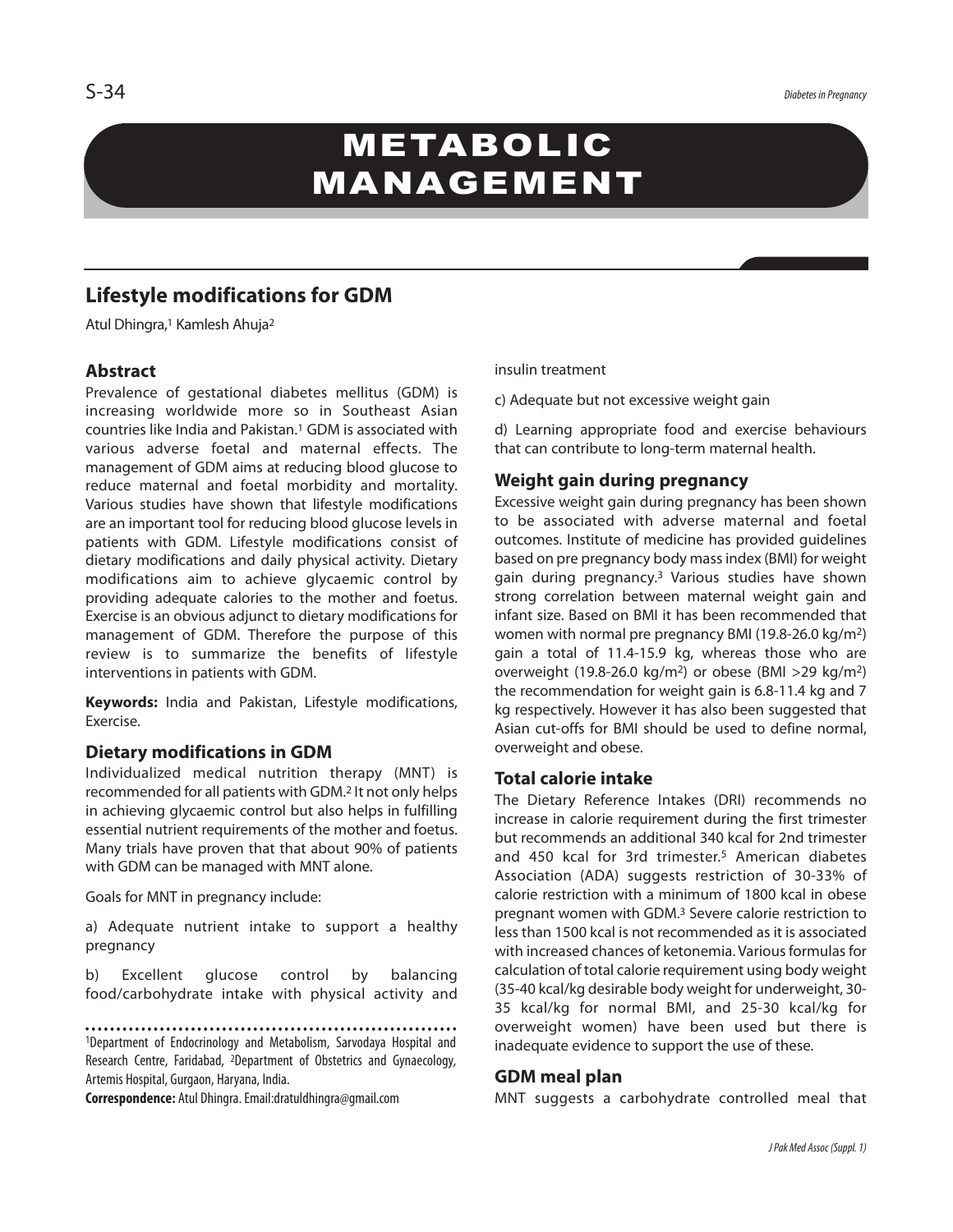# METABOLIC MANAGEMENT

## Lifestyle modifications for GDM

Atul Dhingra,[1] Kamlesh Ahuja[2]

### Abstract

Prevalence of gestational diabetes mellitus (GDM) is increasing worldwide more so in Southeast Asian countries like India and Pakistan.[1] GDM is associated with various adverse foetal and maternal effects. The management of GDM aims at reducing blood glucose to reduce maternal and foetal morbidity and mortality. Various studies have shown that lifestyle modifications are an important tool for reducing blood glucose levels in patients with GDM. Lifestyle modifications consist of dietary modifications and daily physical activity. Dietary modifications aim to achieve glycaemic control by providing adequate calories to the mother and foetus. Exercise is an obvious adjunct to dietary modifications for management of GDM. Therefore the purpose of this review is to summarize the benefits of lifestyle interventions in patients with GDM.

**Keywords:** India and Pakistan, Lifestyle modifications, Exercise.

### Dietary modifications in GDM

Individualized medical nutrition therapy (MNT) is recommended for all patients with GDM.[2] It not only helps in achieving glycaemic control but also helps in fulfilling essential nutrient requirements of the mother and foetus. Many trials have proven that that about 90% of patients with GDM can be managed with MNT alone.

Goals for MNT in pregnancy include:

a) Adequate nutrient intake to support a healthy pregnancy

b) Excellent glucose control by balancing food/carbohydrate intake with physical activity and insulin treatment

c) Adequate but not excessive weight gain

d) Learning appropriate food and exercise behaviours that can contribute to long-term maternal health.

### Weight gain during pregnancy

Excessive weight gain during pregnancy has been shown to be associated with adverse maternal and foetal outcomes. Institute of medicine has provided guidelines based on pre pregnancy body mass index (BMI) for weight gain during pregnancy.[3] Various studies have shown strong correlation between maternal weight gain and infant size. Based on BMI it has been recommended that women with normal pre pregnancy BMI (19.8-26.0 kg/m$^2$) gain a total of 11.4-15.9 kg, whereas those who are overweight (19.8-26.0 kg/m$^2$) or obese (BMI >29 kg/m$^2$) the recommendation for weight gain is 6.8-11.4 kg and 7 kg respectively. However it has also been suggested that Asian cut-offs for BMI should be used to define normal, overweight and obese.

### Total calorie intake

The Dietary Reference Intakes (DRI) recommends no increase in calorie requirement during the first trimester but recommends an additional 340 kcal for 2nd trimester and 450 kcal for 3rd trimester.[5] American diabetes Association (ADA) suggests restriction of 30-33% of calorie restriction with a minimum of 1800 kcal in obese pregnant women with GDM.[3] Severe calorie restriction to less than 1500 kcal is not recommended as it is associated with increased chances of ketonemia. Various formulas for calculation of total calorie requirement using body weight (35-40 kcal/kg desirable body weight for underweight, 30-35 kcal/kg for normal BMI, and 25-30 kcal/kg for overweight women) have been used but there is inadequate evidence to support the use of these.

### GDM meal plan

MNT suggests a carbohydrate controlled meal that

---

[1]Department of Endocrinology and Metabolism, Sarvodaya Hospital and Research Centre, Faridabad, [2]Department of Obstetrics and Gynaecology, Artemis Hospital, Gurgaon, Haryana, India.

**Correspondence:** Atul Dhingra. Email:dratuldhingra@gmail.com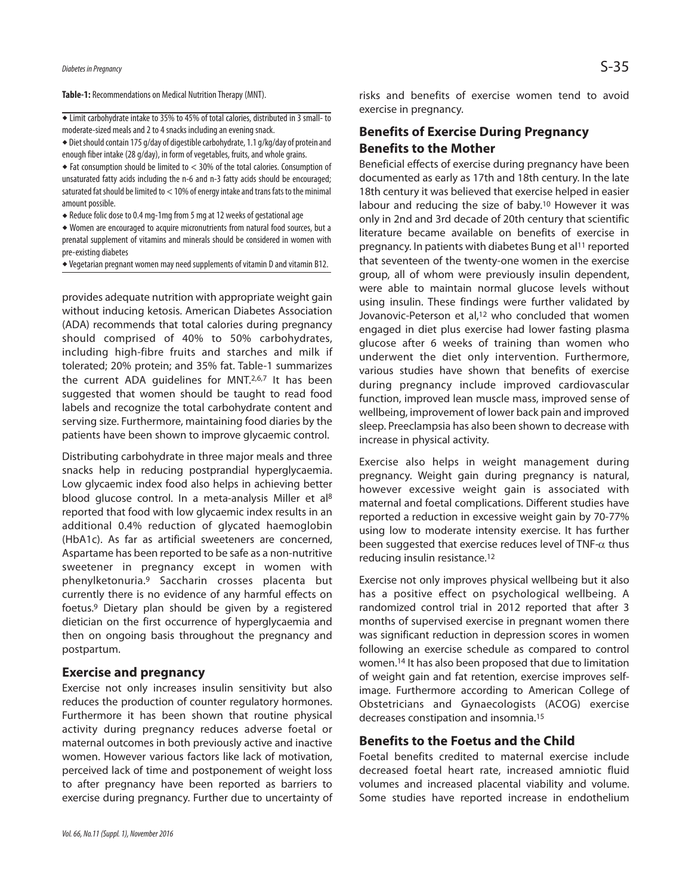**Table-1:** Recommendations on Medical Nutrition Therapy (MNT).

- Limit carbohydrate intake to 35% to 45% of total calories, distributed in 3 small- to moderate-sized meals and 2 to 4 snacks including an evening snack.
- Diet should contain 175 g/day of digestible carbohydrate, 1.1 g/kg/day of protein and enough fiber intake (28 g/day), in form of vegetables, fruits, and whole grains.
- Fat consumption should be limited to < 30% of the total calories. Consumption of unsaturated fatty acids including the n-6 and n-3 fatty acids should be encouraged; saturated fat should be limited to < 10% of energy intake and trans fats to the minimal amount possible.
- Reduce folic dose to 0.4 mg-1mg from 5 mg at 12 weeks of gestational age
- Women are encouraged to acquire micronutrients from natural food sources, but a prenatal supplement of vitamins and minerals should be considered in women with pre-existing diabetes
- Vegetarian pregnant women may need supplements of vitamin D and vitamin B12.

provides adequate nutrition with appropriate weight gain without inducing ketosis. American Diabetes Association (ADA) recommends that total calories during pregnancy should comprised of 40% to 50% carbohydrates, including high-fibre fruits and starches and milk if tolerated; 20% protein; and 35% fat. Table-1 summarizes the current ADA guidelines for MNT.[2,6,7] It has been suggested that women should be taught to read food labels and recognize the total carbohydrate content and serving size. Furthermore, maintaining food diaries by the patients have been shown to improve glycaemic control.

Distributing carbohydrate in three major meals and three snacks help in reducing postprandial hyperglycaemia. Low glycaemic index food also helps in achieving better blood glucose control. In a meta-analysis Miller et al[8] reported that food with low glycaemic index results in an additional 0.4% reduction of glycated haemoglobin (HbA1c). As far as artificial sweeteners are concerned, Aspartame has been reported to be safe as a non-nutritive sweetener in pregnancy except in women with phenylketonuria.[9] Saccharin crosses placenta but currently there is no evidence of any harmful effects on foetus.[9] Dietary plan should be given by a registered dietician on the first occurrence of hyperglycaemia and then on ongoing basis throughout the pregnancy and postpartum.

## Exercise and pregnancy

Exercise not only increases insulin sensitivity but also reduces the production of counter regulatory hormones. Furthermore it has been shown that routine physical activity during pregnancy reduces adverse foetal or maternal outcomes in both previously active and inactive women. However various factors like lack of motivation, perceived lack of time and postponement of weight loss to after pregnancy have been reported as barriers to exercise during pregnancy. Further due to uncertainty of risks and benefits of exercise women tend to avoid exercise in pregnancy.

## Benefits of Exercise During Pregnancy

### Benefits to the Mother

Beneficial effects of exercise during pregnancy have been documented as early as 17th and 18th century. In the late 18th century it was believed that exercise helped in easier labour and reducing the size of baby.[10] However it was only in 2nd and 3rd decade of 20th century that scientific literature became available on benefits of exercise in pregnancy. In patients with diabetes Bung et al[11] reported that seventeen of the twenty-one women in the exercise group, all of whom were previously insulin dependent, were able to maintain normal glucose levels without using insulin. These findings were further validated by Jovanovic-Peterson et al,[12] who concluded that women engaged in diet plus exercise had lower fasting plasma glucose after 6 weeks of training than women who underwent the diet only intervention. Furthermore, various studies have shown that benefits of exercise during pregnancy include improved cardiovascular function, improved lean muscle mass, improved sense of wellbeing, improvement of lower back pain and improved sleep. Preeclampsia has also been shown to decrease with increase in physical activity.

Exercise also helps in weight management during pregnancy. Weight gain during pregnancy is natural, however excessive weight gain is associated with maternal and foetal complications. Different studies have reported a reduction in excessive weight gain by 70-77% using low to moderate intensity exercise. It has further been suggested that exercise reduces level of TNF-$\alpha$ thus reducing insulin resistance.[12]

Exercise not only improves physical wellbeing but it also has a positive effect on psychological wellbeing. A randomized control trial in 2012 reported that after 3 months of supervised exercise in pregnant women there was significant reduction in depression scores in women following an exercise schedule as compared to control women.[14] It has also been proposed that due to limitation of weight gain and fat retention, exercise improves self-image. Furthermore according to American College of Obstetricians and Gynaecologists (ACOG) exercise decreases constipation and insomnia.[15]

### Benefits to the Foetus and the Child

Foetal benefits credited to maternal exercise include decreased foetal heart rate, increased amniotic fluid volumes and increased placental viability and volume. Some studies have reported increase in endothelium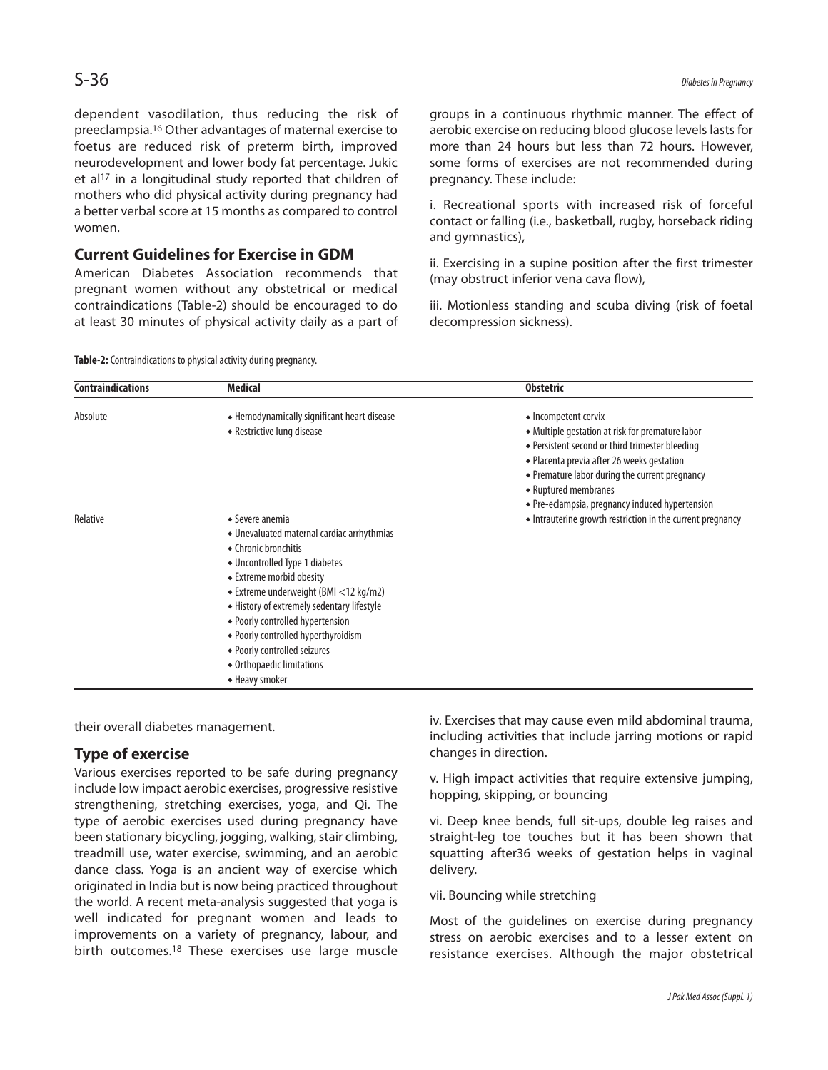dependent vasodilation, thus reducing the risk of preeclampsia.[16] Other advantages of maternal exercise to foetus are reduced risk of preterm birth, improved neurodevelopment and lower body fat percentage. Jukic et al[17] in a longitudinal study reported that children of mothers who did physical activity during pregnancy had a better verbal score at 15 months as compared to control women.

## Current Guidelines for Exercise in GDM

American Diabetes Association recommends that pregnant women without any obstetrical or medical contraindications (Table-2) should be encouraged to do at least 30 minutes of physical activity daily as a part of their overall diabetes management.

**Table-2:** Contraindications to physical activity during pregnancy.

| Contraindications | Medical | Obstetric |
|---|---|---|
| Absolute | • Hemodynamically significant heart disease<br>• Restrictive lung disease | • Incompetent cervix<br>• Multiple gestation at risk for premature labor<br>• Persistent second or third trimester bleeding<br>• Placenta previa after 26 weeks gestation<br>• Premature labor during the current pregnancy<br>• Ruptured membranes<br>• Pre-eclampsia, pregnancy induced hypertension |
| Relative | • Severe anemia<br>• Unevaluated maternal cardiac arrhythmias<br>• Chronic bronchitis<br>• Uncontrolled Type 1 diabetes<br>• Extreme morbid obesity<br>• Extreme underweight (BMI <12 kg/m2)<br>• History of extremely sedentary lifestyle<br>• Poorly controlled hypertension<br>• Poorly controlled hyperthyroidism<br>• Poorly controlled seizures<br>• Orthopaedic limitations<br>• Heavy smoker | • Intrauterine growth restriction in the current pregnancy |

## Type of exercise

Various exercises reported to be safe during pregnancy include low impact aerobic exercises, progressive resistive strengthening, stretching exercises, yoga, and Qi. The type of aerobic exercises used during pregnancy have been stationary bicycling, jogging, walking, stair climbing, treadmill use, water exercise, swimming, and an aerobic dance class. Yoga is an ancient way of exercise which originated in India but is now being practiced throughout the world. A recent meta-analysis suggested that yoga is well indicated for pregnant women and leads to improvements on a variety of pregnancy, labour, and birth outcomes.[18] These exercises use large muscle groups in a continuous rhythmic manner. The effect of aerobic exercise on reducing blood glucose levels lasts for more than 24 hours but less than 72 hours. However, some forms of exercises are not recommended during pregnancy. These include:

i. Recreational sports with increased risk of forceful contact or falling (i.e., basketball, rugby, horseback riding and gymnastics),

ii. Exercising in a supine position after the first trimester (may obstruct inferior vena cava flow),

iii. Motionless standing and scuba diving (risk of foetal decompression sickness).

iv. Exercises that may cause even mild abdominal trauma, including activities that include jarring motions or rapid changes in direction.

v. High impact activities that require extensive jumping, hopping, skipping, or bouncing

vi. Deep knee bends, full sit-ups, double leg raises and straight-leg toe touches but it has been shown that squatting after36 weeks of gestation helps in vaginal delivery.

vii. Bouncing while stretching

Most of the guidelines on exercise during pregnancy stress on aerobic exercises and to a lesser extent on resistance exercises. Although the major obstetrical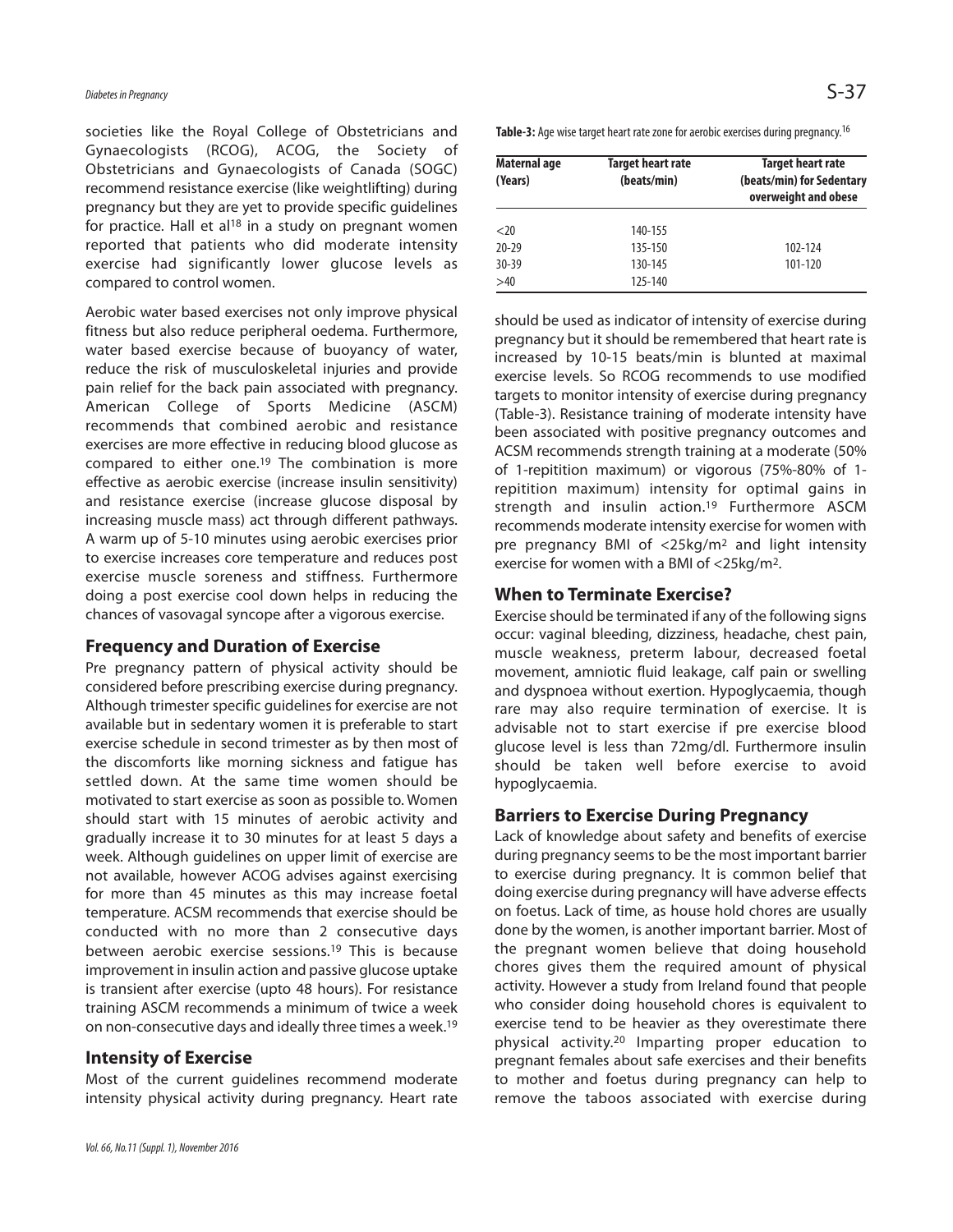societies like the Royal College of Obstetricians and Gynaecologists (RCOG), ACOG, the Society of Obstetricians and Gynaecologists of Canada (SOGC) recommend resistance exercise (like weightlifting) during pregnancy but they are yet to provide specific guidelines for practice. Hall et al[18] in a study on pregnant women reported that patients who did moderate intensity exercise had significantly lower glucose levels as compared to control women.

Aerobic water based exercises not only improve physical fitness but also reduce peripheral oedema. Furthermore, water based exercise because of buoyancy of water, reduce the risk of musculoskeletal injuries and provide pain relief for the back pain associated with pregnancy. American College of Sports Medicine (ASCM) recommends that combined aerobic and resistance exercises are more effective in reducing blood glucose as compared to either one.[19] The combination is more effective as aerobic exercise (increase insulin sensitivity) and resistance exercise (increase glucose disposal by increasing muscle mass) act through different pathways. A warm up of 5-10 minutes using aerobic exercises prior to exercise increases core temperature and reduces post exercise muscle soreness and stiffness. Furthermore doing a post exercise cool down helps in reducing the chances of vasovagal syncope after a vigorous exercise.

## Frequency and Duration of Exercise

Pre pregnancy pattern of physical activity should be considered before prescribing exercise during pregnancy. Although trimester specific guidelines for exercise are not available but in sedentary women it is preferable to start exercise schedule in second trimester as by then most of the discomforts like morning sickness and fatigue has settled down. At the same time women should be motivated to start exercise as soon as possible to. Women should start with 15 minutes of aerobic activity and gradually increase it to 30 minutes for at least 5 days a week. Although guidelines on upper limit of exercise are not available, however ACOG advises against exercising for more than 45 minutes as this may increase foetal temperature. ACSM recommends that exercise should be conducted with no more than 2 consecutive days between aerobic exercise sessions.[19] This is because improvement in insulin action and passive glucose uptake is transient after exercise (upto 48 hours). For resistance training ASCM recommends a minimum of twice a week on non-consecutive days and ideally three times a week.[19]

## Intensity of Exercise

Most of the current guidelines recommend moderate intensity physical activity during pregnancy. Heart rate should be used as indicator of intensity of exercise during pregnancy but it should be remembered that heart rate is increased by 10-15 beats/min is blunted at maximal exercise levels. So RCOG recommends to use modified targets to monitor intensity of exercise during pregnancy (Table-3). Resistance training of moderate intensity have been associated with positive pregnancy outcomes and ACSM recommends strength training at a moderate (50% of 1-repitition maximum) or vigorous (75%-80% of 1-repitition maximum) intensity for optimal gains in strength and insulin action.[19] Furthermore ASCM recommends moderate intensity exercise for women with pre pregnancy BMI of <25kg/m² and light intensity exercise for women with a BMI of <25kg/m².

**Table-3:** Age wise target heart rate zone for aerobic exercises during pregnancy.[16]

| Maternal age (Years) | Target heart rate (beats/min) | Target heart rate (beats/min) for Sedentary overweight and obese |
|---|---|---|
| <20 | 140-155 | |
| 20-29 | 135-150 | 102-124 |
| 30-39 | 130-145 | 101-120 |
| >40 | 125-140 | |

## When to Terminate Exercise?

Exercise should be terminated if any of the following signs occur: vaginal bleeding, dizziness, headache, chest pain, muscle weakness, preterm labour, decreased foetal movement, amniotic fluid leakage, calf pain or swelling and dyspnoea without exertion. Hypoglycaemia, though rare may also require termination of exercise. It is advisable not to start exercise if pre exercise blood glucose level is less than 72mg/dl. Furthermore insulin should be taken well before exercise to avoid hypoglycaemia.

## Barriers to Exercise During Pregnancy

Lack of knowledge about safety and benefits of exercise during pregnancy seems to be the most important barrier to exercise during pregnancy. It is common belief that doing exercise during pregnancy will have adverse effects on foetus. Lack of time, as house hold chores are usually done by the women, is another important barrier. Most of the pregnant women believe that doing household chores gives them the required amount of physical activity. However a study from Ireland found that people who consider doing household chores is equivalent to exercise tend to be heavier as they overestimate there physical activity.[20] Imparting proper education to pregnant females about safe exercises and their benefits to mother and foetus during pregnancy can help to remove the taboos associated with exercise during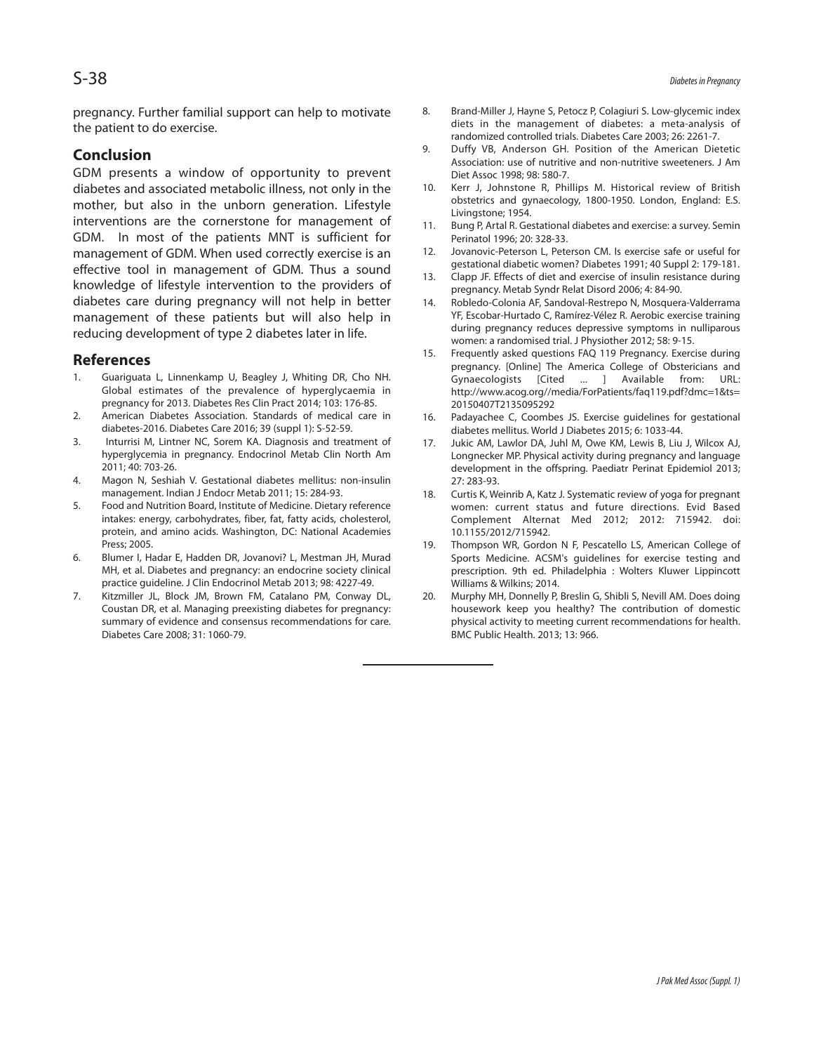pregnancy. Further familial support can help to motivate the patient to do exercise.

## Conclusion

GDM presents a window of opportunity to prevent diabetes and associated metabolic illness, not only in the mother, but also in the unborn generation. Lifestyle interventions are the cornerstone for management of GDM. In most of the patients MNT is sufficient for management of GDM. When used correctly exercise is an effective tool in management of GDM. Thus a sound knowledge of lifestyle intervention to the providers of diabetes care during pregnancy will not help in better management of these patients but will also help in reducing development of type 2 diabetes later in life.

## References

1. Guariguata L, Linnenkamp U, Beagley J, Whiting DR, Cho NH. Global estimates of the prevalence of hyperglycaemia in pregnancy for 2013. Diabetes Res Clin Pract 2014; 103: 176-85.
2. American Diabetes Association. Standards of medical care in diabetes-2016. Diabetes Care 2016; 39 (suppl 1): S-52-59.
3. Inturrisi M, Lintner NC, Sorem KA. Diagnosis and treatment of hyperglycemia in pregnancy. Endocrinol Metab Clin North Am 2011; 40: 703-26.
4. Magon N, Seshiah V. Gestational diabetes mellitus: non-insulin management. Indian J Endocr Metab 2011; 15: 284-93.
5. Food and Nutrition Board, Institute of Medicine. Dietary reference intakes: energy, carbohydrates, fiber, fat, fatty acids, cholesterol, protein, and amino acids. Washington, DC: National Academies Press; 2005.
6. Blumer I, Hadar E, Hadden DR, Jovanovi? L, Mestman JH, Murad MH, et al. Diabetes and pregnancy: an endocrine society clinical practice guideline. J Clin Endocrinol Metab 2013; 98: 4227-49.
7. Kitzmiller JL, Block JM, Brown FM, Catalano PM, Conway DL, Coustan DR, et al. Managing preexisting diabetes for pregnancy: summary of evidence and consensus recommendations for care. Diabetes Care 2008; 31: 1060-79.
8. Brand-Miller J, Hayne S, Petocz P, Colagiuri S. Low-glycemic index diets in the management of diabetes: a meta-analysis of randomized controlled trials. Diabetes Care 2003; 26: 2261-7.
9. Duffy VB, Anderson GH. Position of the American Dietetic Association: use of nutritive and non-nutritive sweeteners. J Am Diet Assoc 1998; 98: 580-7.
10. Kerr J, Johnstone R, Phillips M. Historical review of British obstetrics and gynaecology, 1800-1950. London, England: E.S. Livingstone; 1954.
11. Bung P, Artal R. Gestational diabetes and exercise: a survey. Semin Perinatol 1996; 20: 328-33.
12. Jovanovic-Peterson L, Peterson CM. Is exercise safe or useful for gestational diabetic women? Diabetes 1991; 40 Suppl 2: 179-181.
13. Clapp JF. Effects of diet and exercise of insulin resistance during pregnancy. Metab Syndr Relat Disord 2006; 4: 84-90.
14. Robledo-Colonia AF, Sandoval-Restrepo N, Mosquera-Valderrama YF, Escobar-Hurtado C, Ramírez-Vélez R. Aerobic exercise training during pregnancy reduces depressive symptoms in nulliparous women: a randomised trial. J Physiother 2012; 58: 9-15.
15. Frequently asked questions FAQ 119 Pregnancy. Exercise during pregnancy. [Online] The America College of Obstericians and Gynaecologists [Cited ... ] Available from: URL: http://www.acog.org//media/ForPatients/faq119.pdf?dmc=1&ts=20150407T2135095292
16. Padayachee C, Coombes JS. Exercise guidelines for gestational diabetes mellitus. World J Diabetes 2015; 6: 1033-44.
17. Jukic AM, Lawlor DA, Juhl M, Owe KM, Lewis B, Liu J, Wilcox AJ, Longnecker MP. Physical activity during pregnancy and language development in the offspring. Paediatr Perinat Epidemiol 2013; 27: 283-93.
18. Curtis K, Weinrib A, Katz J. Systematic review of yoga for pregnant women: current status and future directions. Evid Based Complement Alternat Med 2012; 2012: 715942. doi: 10.1155/2012/715942.
19. Thompson WR, Gordon N F, Pescatello LS, American College of Sports Medicine. ACSM's guidelines for exercise testing and prescription. 9th ed. Philadelphia : Wolters Kluwer Lippincott Williams & Wilkins; 2014.
20. Murphy MH, Donnelly P, Breslin G, Shibli S, Nevill AM. Does doing housework keep you healthy? The contribution of domestic physical activity to meeting current recommendations for health. BMC Public Health. 2013; 13: 966.